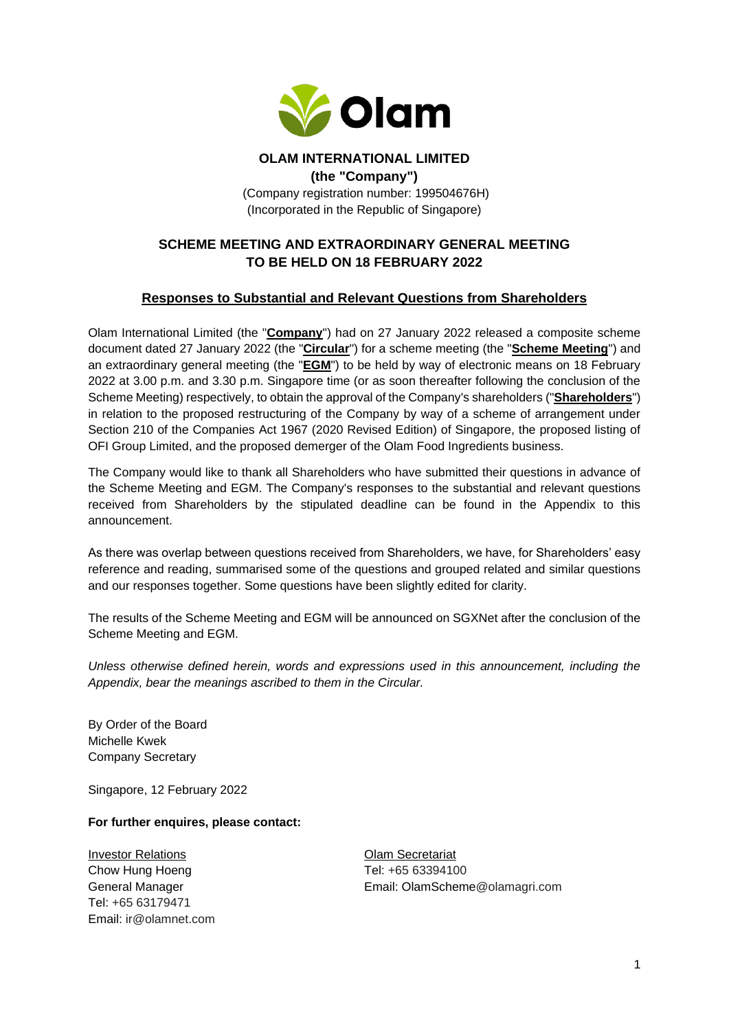**OLAM INTERNATIONAL LIMITED**
**(the "Company")**
(Company registration number: 199504676H)
(Incorporated in the Republic of Singapore)

## SCHEME MEETING AND EXTRAORDINARY GENERAL MEETING TO BE HELD ON 18 FEBRUARY 2022

### Responses to Substantial and Relevant Questions from Shareholders

Olam International Limited (the "**Company**") had on 27 January 2022 released a composite scheme document dated 27 January 2022 (the "**Circular**") for a scheme meeting (the "**Scheme Meeting**") and an extraordinary general meeting (the "**EGM**") to be held by way of electronic means on 18 February 2022 at 3.00 p.m. and 3.30 p.m. Singapore time (or as soon thereafter following the conclusion of the Scheme Meeting) respectively, to obtain the approval of the Company's shareholders ("**Shareholders**") in relation to the proposed restructuring of the Company by way of a scheme of arrangement under Section 210 of the Companies Act 1967 (2020 Revised Edition) of Singapore, the proposed listing of OFI Group Limited, and the proposed demerger of the Olam Food Ingredients business.

The Company would like to thank all Shareholders who have submitted their questions in advance of the Scheme Meeting and EGM. The Company's responses to the substantial and relevant questions received from Shareholders by the stipulated deadline can be found in the Appendix to this announcement.

As there was overlap between questions received from Shareholders, we have, for Shareholders' easy reference and reading, summarised some of the questions and grouped related and similar questions and our responses together. Some questions have been slightly edited for clarity.

The results of the Scheme Meeting and EGM will be announced on SGXNet after the conclusion of the Scheme Meeting and EGM.

*Unless otherwise defined herein, words and expressions used in this announcement, including the Appendix, bear the meanings ascribed to them in the Circular.*

By Order of the Board
Michelle Kwek
Company Secretary

Singapore, 12 February 2022

**For further enquires, please contact:**

Investor Relations
Chow Hung Hoeng
General Manager
Tel: +65 63179471
Email: ir@olamnet.com

Olam Secretariat
Tel: +65 63394100
Email: OlamScheme@olamagri.com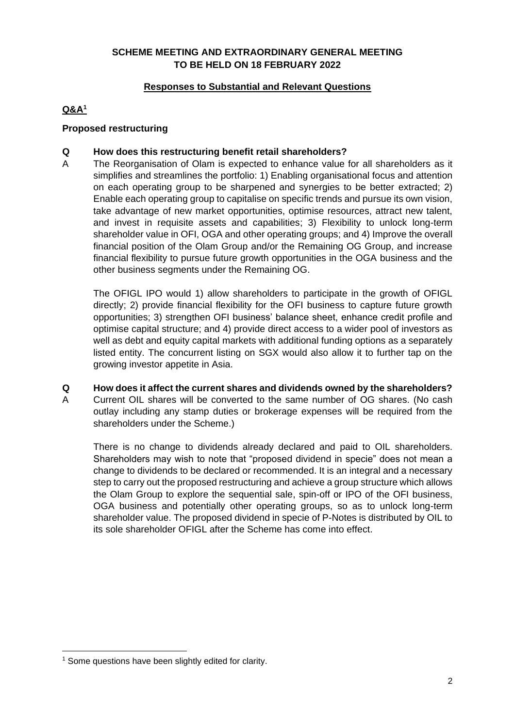**SCHEME MEETING AND EXTRAORDINARY GENERAL MEETING TO BE HELD ON 18 FEBRUARY 2022**

**Responses to Substantial and Relevant Questions**

**Q&A[1]**

**Proposed restructuring**

**Q How does this restructuring benefit retail shareholders?**

A The Reorganisation of Olam is expected to enhance value for all shareholders as it simplifies and streamlines the portfolio: 1) Enabling organisational focus and attention on each operating group to be sharpened and synergies to be better extracted; 2) Enable each operating group to capitalise on specific trends and pursue its own vision, take advantage of new market opportunities, optimise resources, attract new talent, and invest in requisite assets and capabilities; 3) Flexibility to unlock long-term shareholder value in OFI, OGA and other operating groups; and 4) Improve the overall financial position of the Olam Group and/or the Remaining OG Group, and increase financial flexibility to pursue future growth opportunities in the OGA business and the other business segments under the Remaining OG.

The OFIGL IPO would 1) allow shareholders to participate in the growth of OFIGL directly; 2) provide financial flexibility for the OFI business to capture future growth opportunities; 3) strengthen OFI business' balance sheet, enhance credit profile and optimise capital structure; and 4) provide direct access to a wider pool of investors as well as debt and equity capital markets with additional funding options as a separately listed entity. The concurrent listing on SGX would also allow it to further tap on the growing investor appetite in Asia.

**Q How does it affect the current shares and dividends owned by the shareholders?**

A Current OIL shares will be converted to the same number of OG shares. (No cash outlay including any stamp duties or brokerage expenses will be required from the shareholders under the Scheme.)

There is no change to dividends already declared and paid to OIL shareholders. Shareholders may wish to note that "proposed dividend in specie" does not mean a change to dividends to be declared or recommended. It is an integral and a necessary step to carry out the proposed restructuring and achieve a group structure which allows the Olam Group to explore the sequential sale, spin-off or IPO of the OFI business, OGA business and potentially other operating groups, so as to unlock long-term shareholder value. The proposed dividend in specie of P-Notes is distributed by OIL to its sole shareholder OFIGL after the Scheme has come into effect.

---

[1] Some questions have been slightly edited for clarity.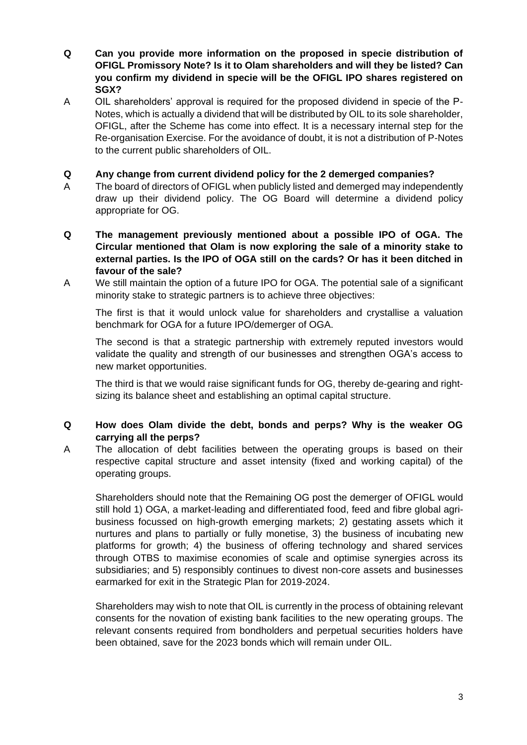**Q Can you provide more information on the proposed in specie distribution of OFIGL Promissory Note? Is it to Olam shareholders and will they be listed? Can you confirm my dividend in specie will be the OFIGL IPO shares registered on SGX?**

A OIL shareholders' approval is required for the proposed dividend in specie of the P-Notes, which is actually a dividend that will be distributed by OIL to its sole shareholder, OFIGL, after the Scheme has come into effect. It is a necessary internal step for the Re-organisation Exercise. For the avoidance of doubt, it is not a distribution of P-Notes to the current public shareholders of OIL.

**Q Any change from current dividend policy for the 2 demerged companies?**

A The board of directors of OFIGL when publicly listed and demerged may independently draw up their dividend policy. The OG Board will determine a dividend policy appropriate for OG.

**Q The management previously mentioned about a possible IPO of OGA. The Circular mentioned that Olam is now exploring the sale of a minority stake to external parties. Is the IPO of OGA still on the cards? Or has it been ditched in favour of the sale?**

A We still maintain the option of a future IPO for OGA. The potential sale of a significant minority stake to strategic partners is to achieve three objectives:

The first is that it would unlock value for shareholders and crystallise a valuation benchmark for OGA for a future IPO/demerger of OGA.

The second is that a strategic partnership with extremely reputed investors would validate the quality and strength of our businesses and strengthen OGA's access to new market opportunities.

The third is that we would raise significant funds for OG, thereby de-gearing and right-sizing its balance sheet and establishing an optimal capital structure.

**Q How does Olam divide the debt, bonds and perps? Why is the weaker OG carrying all the perps?**

A The allocation of debt facilities between the operating groups is based on their respective capital structure and asset intensity (fixed and working capital) of the operating groups.

Shareholders should note that the Remaining OG post the demerger of OFIGL would still hold 1) OGA, a market-leading and differentiated food, feed and fibre global agri-business focussed on high-growth emerging markets; 2) gestating assets which it nurtures and plans to partially or fully monetise, 3) the business of incubating new platforms for growth; 4) the business of offering technology and shared services through OTBS to maximise economies of scale and optimise synergies across its subsidiaries; and 5) responsibly continues to divest non-core assets and businesses earmarked for exit in the Strategic Plan for 2019-2024.

Shareholders may wish to note that OIL is currently in the process of obtaining relevant consents for the novation of existing bank facilities to the new operating groups. The relevant consents required from bondholders and perpetual securities holders have been obtained, save for the 2023 bonds which will remain under OIL.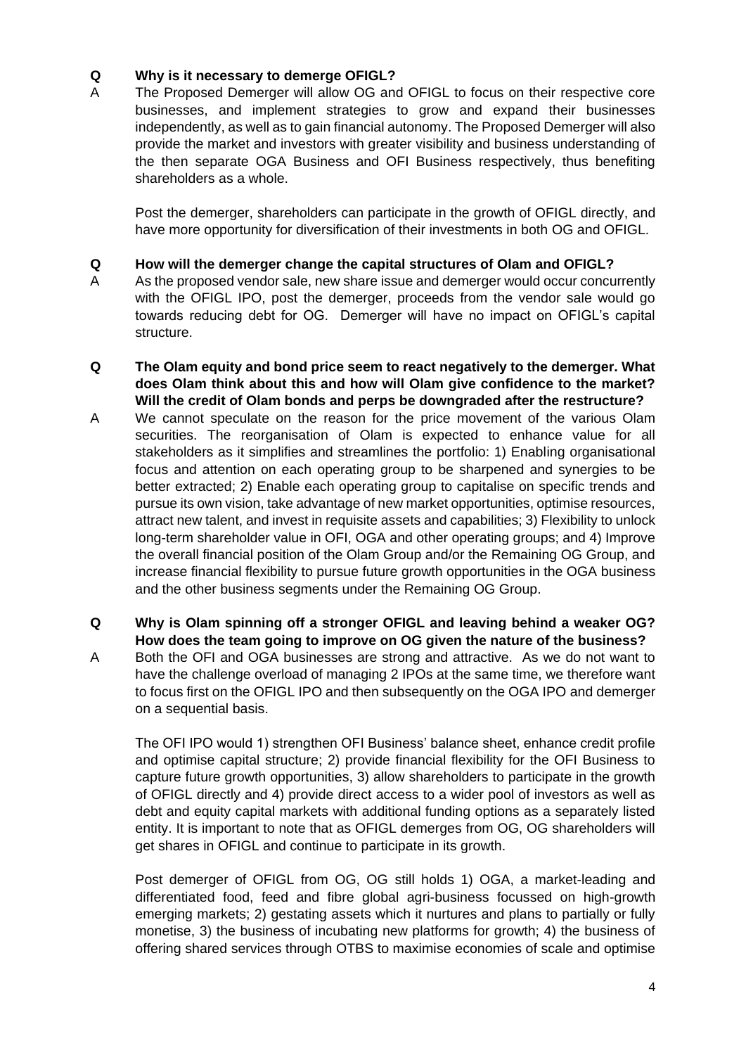**Q Why is it necessary to demerge OFIGL?**

A The Proposed Demerger will allow OG and OFIGL to focus on their respective core businesses, and implement strategies to grow and expand their businesses independently, as well as to gain financial autonomy. The Proposed Demerger will also provide the market and investors with greater visibility and business understanding of the then separate OGA Business and OFI Business respectively, thus benefiting shareholders as a whole.

Post the demerger, shareholders can participate in the growth of OFIGL directly, and have more opportunity for diversification of their investments in both OG and OFIGL.

**Q How will the demerger change the capital structures of Olam and OFIGL?**

A As the proposed vendor sale, new share issue and demerger would occur concurrently with the OFIGL IPO, post the demerger, proceeds from the vendor sale would go towards reducing debt for OG. Demerger will have no impact on OFIGL's capital structure.

**Q The Olam equity and bond price seem to react negatively to the demerger. What does Olam think about this and how will Olam give confidence to the market? Will the credit of Olam bonds and perps be downgraded after the restructure?**

A We cannot speculate on the reason for the price movement of the various Olam securities. The reorganisation of Olam is expected to enhance value for all stakeholders as it simplifies and streamlines the portfolio: 1) Enabling organisational focus and attention on each operating group to be sharpened and synergies to be better extracted; 2) Enable each operating group to capitalise on specific trends and pursue its own vision, take advantage of new market opportunities, optimise resources, attract new talent, and invest in requisite assets and capabilities; 3) Flexibility to unlock long-term shareholder value in OFI, OGA and other operating groups; and 4) Improve the overall financial position of the Olam Group and/or the Remaining OG Group, and increase financial flexibility to pursue future growth opportunities in the OGA business and the other business segments under the Remaining OG Group.

**Q Why is Olam spinning off a stronger OFIGL and leaving behind a weaker OG? How does the team going to improve on OG given the nature of the business?**

A Both the OFI and OGA businesses are strong and attractive. As we do not want to have the challenge overload of managing 2 IPOs at the same time, we therefore want to focus first on the OFIGL IPO and then subsequently on the OGA IPO and demerger on a sequential basis.

The OFI IPO would 1) strengthen OFI Business' balance sheet, enhance credit profile and optimise capital structure; 2) provide financial flexibility for the OFI Business to capture future growth opportunities, 3) allow shareholders to participate in the growth of OFIGL directly and 4) provide direct access to a wider pool of investors as well as debt and equity capital markets with additional funding options as a separately listed entity. It is important to note that as OFIGL demerges from OG, OG shareholders will get shares in OFIGL and continue to participate in its growth.

Post demerger of OFIGL from OG, OG still holds 1) OGA, a market-leading and differentiated food, feed and fibre global agri-business focussed on high-growth emerging markets; 2) gestating assets which it nurtures and plans to partially or fully monetise, 3) the business of incubating new platforms for growth; 4) the business of offering shared services through OTBS to maximise economies of scale and optimise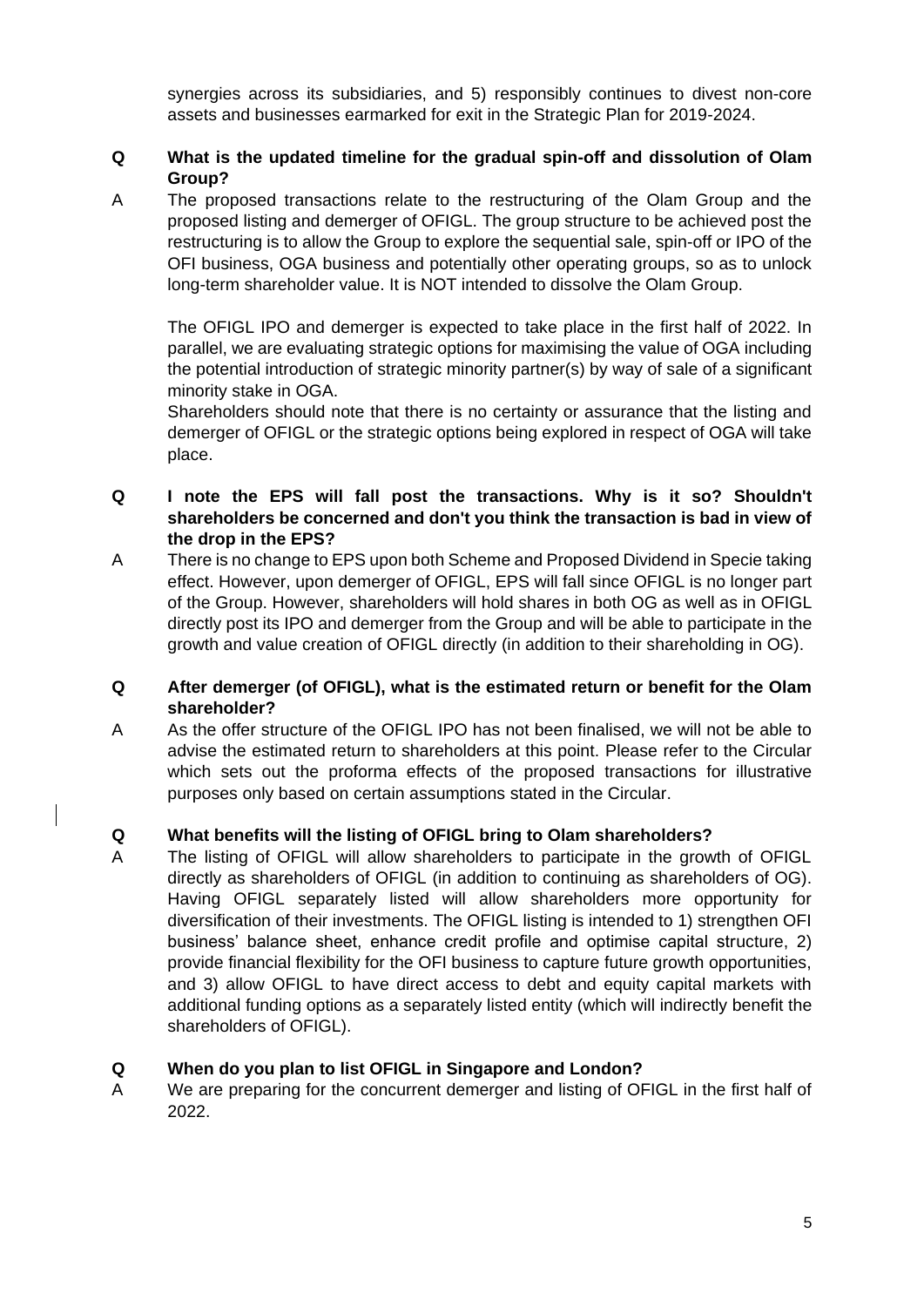synergies across its subsidiaries, and 5) responsibly continues to divest non-core assets and businesses earmarked for exit in the Strategic Plan for 2019-2024.

**Q What is the updated timeline for the gradual spin-off and dissolution of Olam Group?**

A The proposed transactions relate to the restructuring of the Olam Group and the proposed listing and demerger of OFIGL. The group structure to be achieved post the restructuring is to allow the Group to explore the sequential sale, spin-off or IPO of the OFI business, OGA business and potentially other operating groups, so as to unlock long-term shareholder value. It is NOT intended to dissolve the Olam Group.

The OFIGL IPO and demerger is expected to take place in the first half of 2022. In parallel, we are evaluating strategic options for maximising the value of OGA including the potential introduction of strategic minority partner(s) by way of sale of a significant minority stake in OGA.

Shareholders should note that there is no certainty or assurance that the listing and demerger of OFIGL or the strategic options being explored in respect of OGA will take place.

**Q I note the EPS will fall post the transactions. Why is it so? Shouldn't shareholders be concerned and don't you think the transaction is bad in view of the drop in the EPS?**

A There is no change to EPS upon both Scheme and Proposed Dividend in Specie taking effect. However, upon demerger of OFIGL, EPS will fall since OFIGL is no longer part of the Group. However, shareholders will hold shares in both OG as well as in OFIGL directly post its IPO and demerger from the Group and will be able to participate in the growth and value creation of OFIGL directly (in addition to their shareholding in OG).

**Q After demerger (of OFIGL), what is the estimated return or benefit for the Olam shareholder?**

A As the offer structure of the OFIGL IPO has not been finalised, we will not be able to advise the estimated return to shareholders at this point. Please refer to the Circular which sets out the proforma effects of the proposed transactions for illustrative purposes only based on certain assumptions stated in the Circular.

**Q What benefits will the listing of OFIGL bring to Olam shareholders?**

A The listing of OFIGL will allow shareholders to participate in the growth of OFIGL directly as shareholders of OFIGL (in addition to continuing as shareholders of OG). Having OFIGL separately listed will allow shareholders more opportunity for diversification of their investments. The OFIGL listing is intended to 1) strengthen OFI business' balance sheet, enhance credit profile and optimise capital structure, 2) provide financial flexibility for the OFI business to capture future growth opportunities, and 3) allow OFIGL to have direct access to debt and equity capital markets with additional funding options as a separately listed entity (which will indirectly benefit the shareholders of OFIGL).

**Q When do you plan to list OFIGL in Singapore and London?**

A We are preparing for the concurrent demerger and listing of OFIGL in the first half of 2022.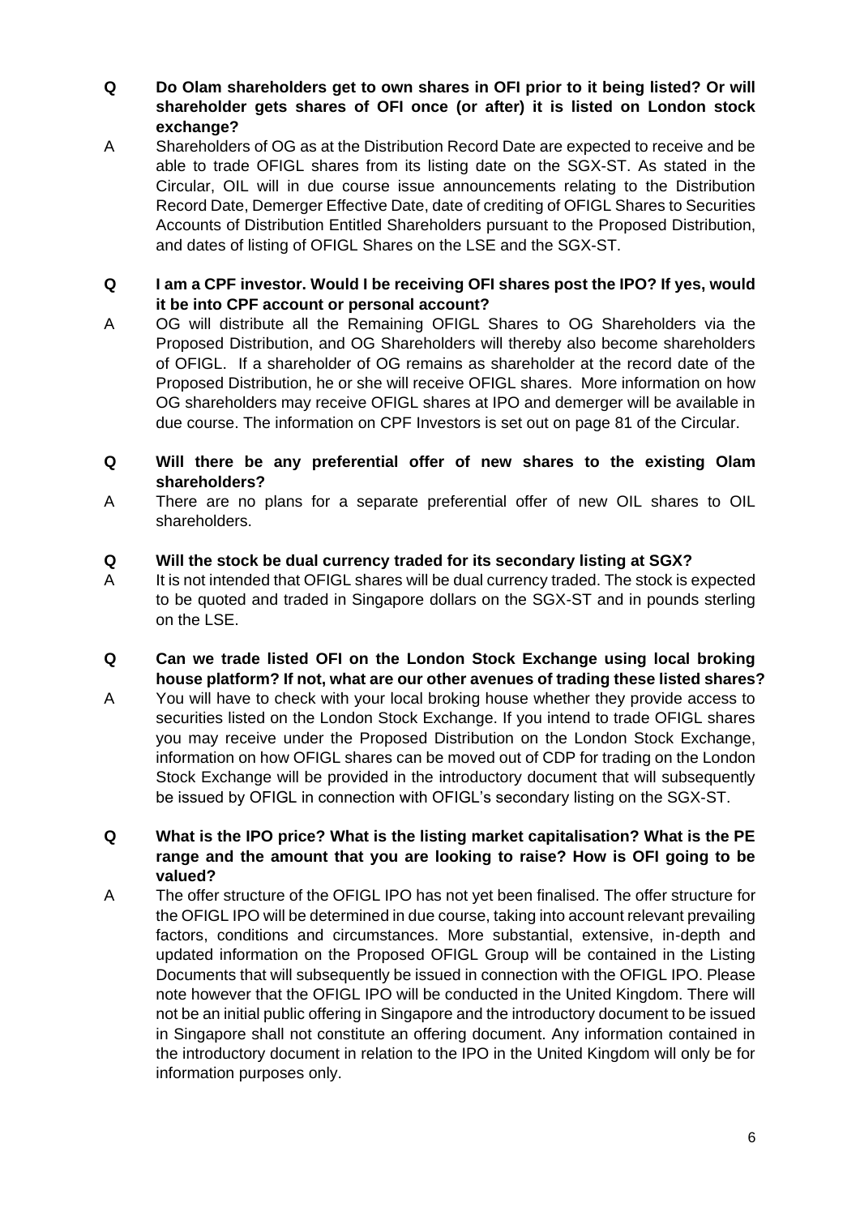**Q Do Olam shareholders get to own shares in OFI prior to it being listed? Or will shareholder gets shares of OFI once (or after) it is listed on London stock exchange?**

A Shareholders of OG as at the Distribution Record Date are expected to receive and be able to trade OFIGL shares from its listing date on the SGX-ST. As stated in the Circular, OIL will in due course issue announcements relating to the Distribution Record Date, Demerger Effective Date, date of crediting of OFIGL Shares to Securities Accounts of Distribution Entitled Shareholders pursuant to the Proposed Distribution, and dates of listing of OFIGL Shares on the LSE and the SGX-ST.

**Q I am a CPF investor. Would I be receiving OFI shares post the IPO? If yes, would it be into CPF account or personal account?**

A OG will distribute all the Remaining OFIGL Shares to OG Shareholders via the Proposed Distribution, and OG Shareholders will thereby also become shareholders of OFIGL. If a shareholder of OG remains as shareholder at the record date of the Proposed Distribution, he or she will receive OFIGL shares. More information on how OG shareholders may receive OFIGL shares at IPO and demerger will be available in due course. The information on CPF Investors is set out on page 81 of the Circular.

**Q Will there be any preferential offer of new shares to the existing Olam shareholders?**

A There are no plans for a separate preferential offer of new OIL shares to OIL shareholders.

**Q Will the stock be dual currency traded for its secondary listing at SGX?**

A It is not intended that OFIGL shares will be dual currency traded. The stock is expected to be quoted and traded in Singapore dollars on the SGX-ST and in pounds sterling on the LSE.

**Q Can we trade listed OFI on the London Stock Exchange using local broking house platform? If not, what are our other avenues of trading these listed shares?**

A You will have to check with your local broking house whether they provide access to securities listed on the London Stock Exchange. If you intend to trade OFIGL shares you may receive under the Proposed Distribution on the London Stock Exchange, information on how OFIGL shares can be moved out of CDP for trading on the London Stock Exchange will be provided in the introductory document that will subsequently be issued by OFIGL in connection with OFIGL's secondary listing on the SGX-ST.

**Q What is the IPO price? What is the listing market capitalisation? What is the PE range and the amount that you are looking to raise? How is OFI going to be valued?**

A The offer structure of the OFIGL IPO has not yet been finalised. The offer structure for the OFIGL IPO will be determined in due course, taking into account relevant prevailing factors, conditions and circumstances. More substantial, extensive, in-depth and updated information on the Proposed OFIGL Group will be contained in the Listing Documents that will subsequently be issued in connection with the OFIGL IPO. Please note however that the OFIGL IPO will be conducted in the United Kingdom. There will not be an initial public offering in Singapore and the introductory document to be issued in Singapore shall not constitute an offering document. Any information contained in the introductory document in relation to the IPO in the United Kingdom will only be for information purposes only.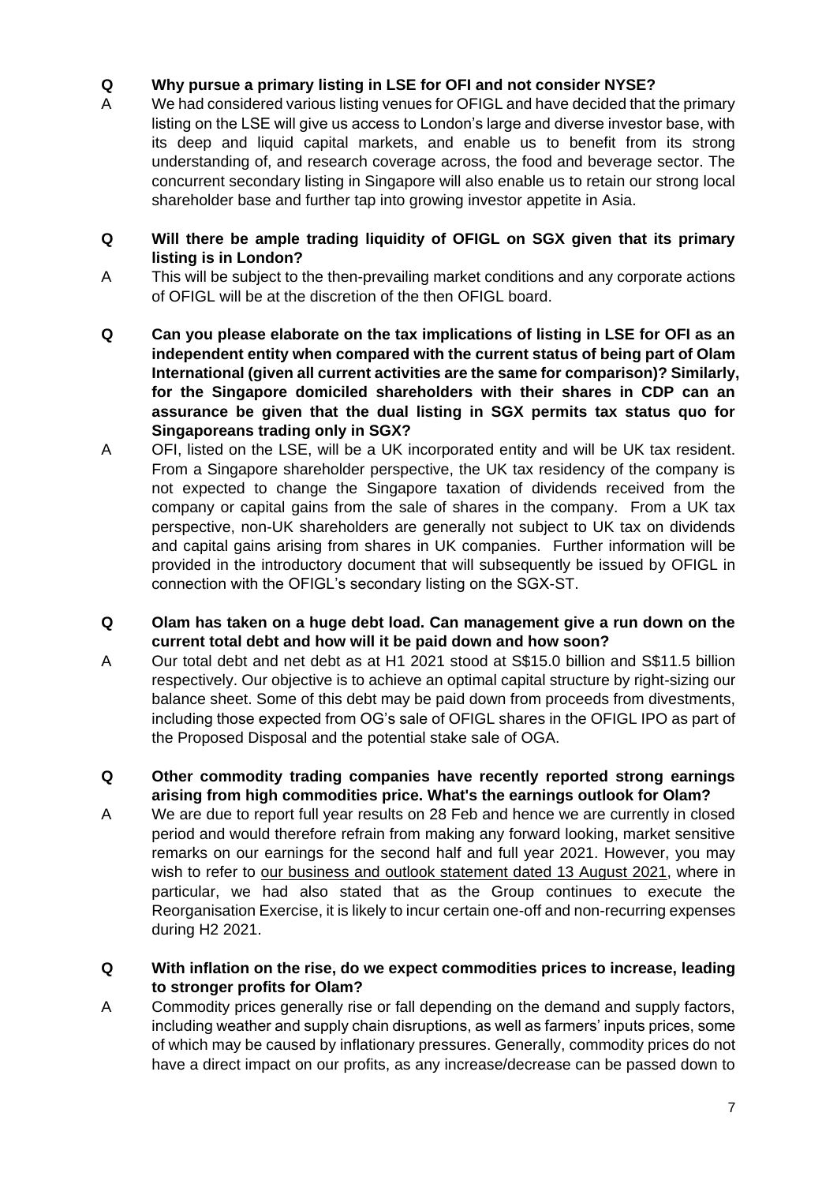**Q Why pursue a primary listing in LSE for OFI and not consider NYSE?**

A We had considered various listing venues for OFIGL and have decided that the primary listing on the LSE will give us access to London's large and diverse investor base, with its deep and liquid capital markets, and enable us to benefit from its strong understanding of, and research coverage across, the food and beverage sector. The concurrent secondary listing in Singapore will also enable us to retain our strong local shareholder base and further tap into growing investor appetite in Asia.

**Q Will there be ample trading liquidity of OFIGL on SGX given that its primary listing is in London?**

A This will be subject to the then-prevailing market conditions and any corporate actions of OFIGL will be at the discretion of the then OFIGL board.

**Q Can you please elaborate on the tax implications of listing in LSE for OFI as an independent entity when compared with the current status of being part of Olam International (given all current activities are the same for comparison)? Similarly, for the Singapore domiciled shareholders with their shares in CDP can an assurance be given that the dual listing in SGX permits tax status quo for Singaporeans trading only in SGX?**

A OFI, listed on the LSE, will be a UK incorporated entity and will be UK tax resident. From a Singapore shareholder perspective, the UK tax residency of the company is not expected to change the Singapore taxation of dividends received from the company or capital gains from the sale of shares in the company. From a UK tax perspective, non-UK shareholders are generally not subject to UK tax on dividends and capital gains arising from shares in UK companies. Further information will be provided in the introductory document that will subsequently be issued by OFIGL in connection with the OFIGL's secondary listing on the SGX-ST.

**Q Olam has taken on a huge debt load. Can management give a run down on the current total debt and how will it be paid down and how soon?**

A Our total debt and net debt as at H1 2021 stood at S$15.0 billion and S$11.5 billion respectively. Our objective is to achieve an optimal capital structure by right-sizing our balance sheet. Some of this debt may be paid down from proceeds from divestments, including those expected from OG's sale of OFIGL shares in the OFIGL IPO as part of the Proposed Disposal and the potential stake sale of OGA.

**Q Other commodity trading companies have recently reported strong earnings arising from high commodities price. What's the earnings outlook for Olam?**

A We are due to report full year results on 28 Feb and hence we are currently in closed period and would therefore refrain from making any forward looking, market sensitive remarks on our earnings for the second half and full year 2021. However, you may wish to refer to our business and outlook statement dated 13 August 2021, where in particular, we had also stated that as the Group continues to execute the Reorganisation Exercise, it is likely to incur certain one-off and non-recurring expenses during H2 2021.

**Q With inflation on the rise, do we expect commodities prices to increase, leading to stronger profits for Olam?**

A Commodity prices generally rise or fall depending on the demand and supply factors, including weather and supply chain disruptions, as well as farmers' inputs prices, some of which may be caused by inflationary pressures. Generally, commodity prices do not have a direct impact on our profits, as any increase/decrease can be passed down to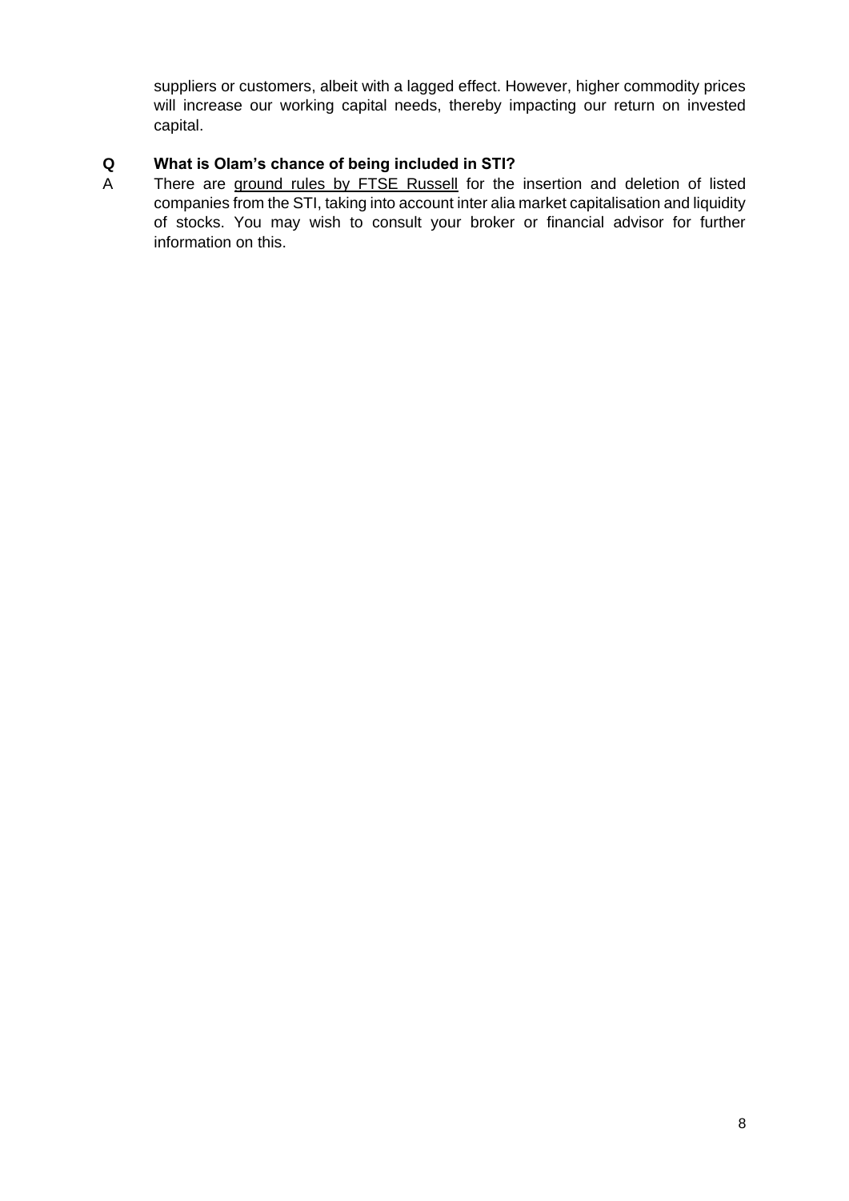suppliers or customers, albeit with a lagged effect. However, higher commodity prices will increase our working capital needs, thereby impacting our return on invested capital.

**Q What is Olam's chance of being included in STI?**

A There are ground rules by FTSE Russell for the insertion and deletion of listed companies from the STI, taking into account inter alia market capitalisation and liquidity of stocks. You may wish to consult your broker or financial advisor for further information on this.